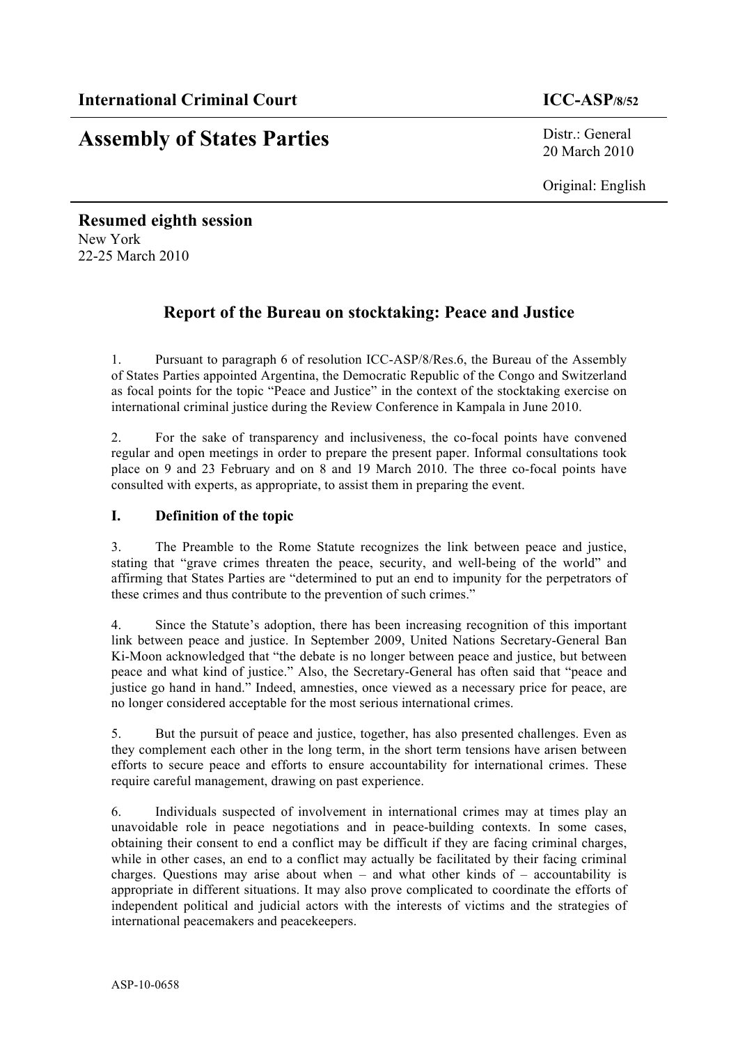**International Criminal Court** **ICC-ASP/8/52**

# Assembly of States Parties

Distr.: General
20 March 2010

Original: English

**Resumed eighth session**
New York
22-25 March 2010

## Report of the Bureau on stocktaking: Peace and Justice

1. Pursuant to paragraph 6 of resolution ICC-ASP/8/Res.6, the Bureau of the Assembly of States Parties appointed Argentina, the Democratic Republic of the Congo and Switzerland as focal points for the topic "Peace and Justice" in the context of the stocktaking exercise on international criminal justice during the Review Conference in Kampala in June 2010.

2. For the sake of transparency and inclusiveness, the co-focal points have convened regular and open meetings in order to prepare the present paper. Informal consultations took place on 9 and 23 February and on 8 and 19 March 2010. The three co-focal points have consulted with experts, as appropriate, to assist them in preparing the event.

### I. Definition of the topic

3. The Preamble to the Rome Statute recognizes the link between peace and justice, stating that "grave crimes threaten the peace, security, and well-being of the world" and affirming that States Parties are "determined to put an end to impunity for the perpetrators of these crimes and thus contribute to the prevention of such crimes."

4. Since the Statute's adoption, there has been increasing recognition of this important link between peace and justice. In September 2009, United Nations Secretary-General Ban Ki-Moon acknowledged that "the debate is no longer between peace and justice, but between peace and what kind of justice." Also, the Secretary-General has often said that "peace and justice go hand in hand." Indeed, amnesties, once viewed as a necessary price for peace, are no longer considered acceptable for the most serious international crimes.

5. But the pursuit of peace and justice, together, has also presented challenges. Even as they complement each other in the long term, in the short term tensions have arisen between efforts to secure peace and efforts to ensure accountability for international crimes. These require careful management, drawing on past experience.

6. Individuals suspected of involvement in international crimes may at times play an unavoidable role in peace negotiations and in peace-building contexts. In some cases, obtaining their consent to end a conflict may be difficult if they are facing criminal charges, while in other cases, an end to a conflict may actually be facilitated by their facing criminal charges. Questions may arise about when – and what other kinds of – accountability is appropriate in different situations. It may also prove complicated to coordinate the efforts of independent political and judicial actors with the interests of victims and the strategies of international peacemakers and peacekeepers.

ASP-10-0658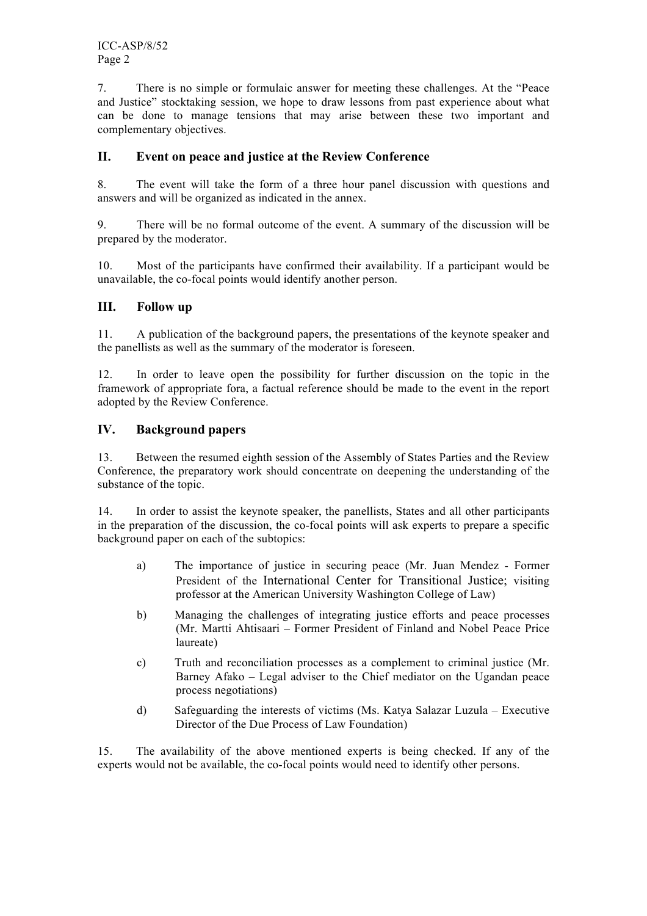7. There is no simple or formulaic answer for meeting these challenges. At the "Peace and Justice" stocktaking session, we hope to draw lessons from past experience about what can be done to manage tensions that may arise between these two important and complementary objectives.

## II. Event on peace and justice at the Review Conference

8. The event will take the form of a three hour panel discussion with questions and answers and will be organized as indicated in the annex.

9. There will be no formal outcome of the event. A summary of the discussion will be prepared by the moderator.

10. Most of the participants have confirmed their availability. If a participant would be unavailable, the co-focal points would identify another person.

## III. Follow up

11. A publication of the background papers, the presentations of the keynote speaker and the panellists as well as the summary of the moderator is foreseen.

12. In order to leave open the possibility for further discussion on the topic in the framework of appropriate fora, a factual reference should be made to the event in the report adopted by the Review Conference.

## IV. Background papers

13. Between the resumed eighth session of the Assembly of States Parties and the Review Conference, the preparatory work should concentrate on deepening the understanding of the substance of the topic.

14. In order to assist the keynote speaker, the panellists, States and all other participants in the preparation of the discussion, the co-focal points will ask experts to prepare a specific background paper on each of the subtopics:

a) The importance of justice in securing peace (Mr. Juan Mendez - Former President of the International Center for Transitional Justice; visiting professor at the American University Washington College of Law)

b) Managing the challenges of integrating justice efforts and peace processes (Mr. Martti Ahtisaari – Former President of Finland and Nobel Peace Price laureate)

c) Truth and reconciliation processes as a complement to criminal justice (Mr. Barney Afako – Legal adviser to the Chief mediator on the Ugandan peace process negotiations)

d) Safeguarding the interests of victims (Ms. Katya Salazar Luzula – Executive Director of the Due Process of Law Foundation)

15. The availability of the above mentioned experts is being checked. If any of the experts would not be available, the co-focal points would need to identify other persons.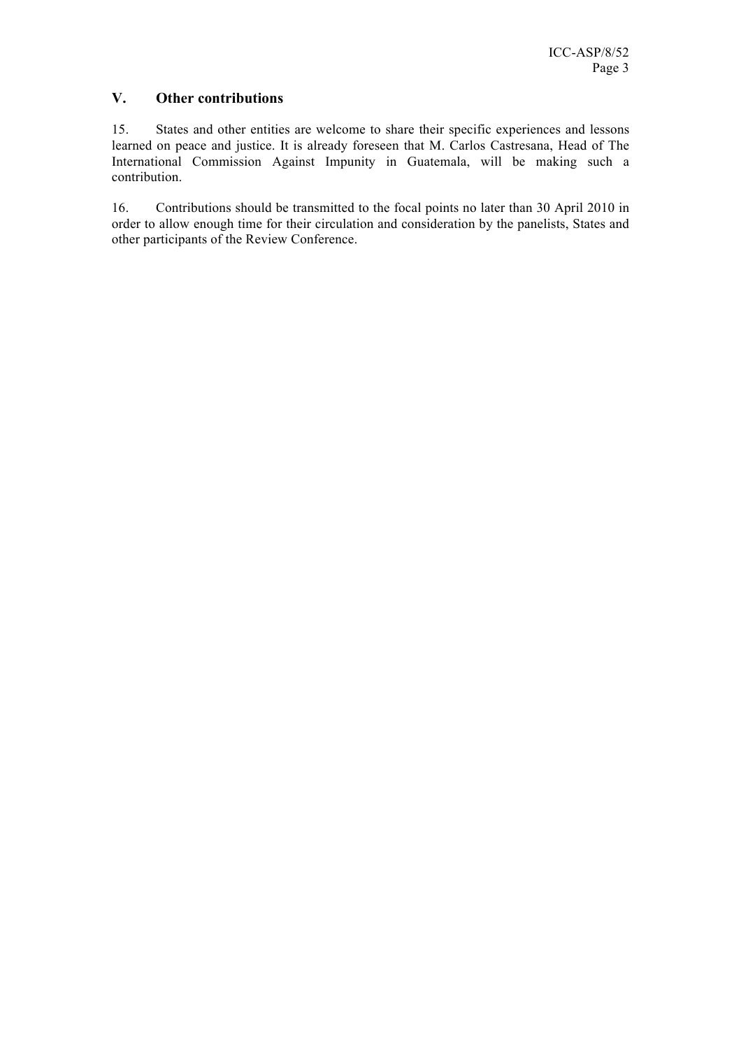## V. Other contributions

15. States and other entities are welcome to share their specific experiences and lessons learned on peace and justice. It is already foreseen that M. Carlos Castresana, Head of The International Commission Against Impunity in Guatemala, will be making such a contribution.

16. Contributions should be transmitted to the focal points no later than 30 April 2010 in order to allow enough time for their circulation and consideration by the panelists, States and other participants of the Review Conference.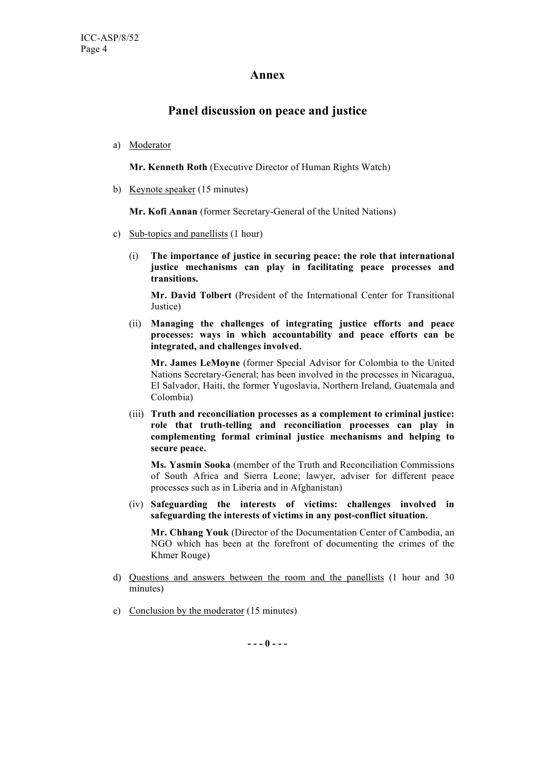# Annex

## Panel discussion on peace and justice

a) Moderator

**Mr. Kenneth Roth** (Executive Director of Human Rights Watch)

b) Keynote speaker (15 minutes)

**Mr. Kofi Annan** (former Secretary-General of the United Nations)

c) Sub-topics and panellists (1 hour)

(i) **The importance of justice in securing peace: the role that international justice mechanisms can play in facilitating peace processes and transitions.**

**Mr. David Tolbert** (President of the International Center for Transitional Justice)

(ii) **Managing the challenges of integrating justice efforts and peace processes: ways in which accountability and peace efforts can be integrated, and challenges involved.**

**Mr. James LeMoyne** (former Special Advisor for Colombia to the United Nations Secretary-General; has been involved in the processes in Nicaragua, El Salvador, Haiti, the former Yugoslavia, Northern Ireland, Guatemala and Colombia)

(iii) **Truth and reconciliation processes as a complement to criminal justice: role that truth-telling and reconciliation processes can play in complementing formal criminal justice mechanisms and helping to secure peace.**

**Ms. Yasmin Sooka** (member of the Truth and Reconciliation Commissions of South Africa and Sierra Leone; lawyer, adviser for different peace processes such as in Liberia and in Afghanistan)

(iv) **Safeguarding the interests of victims: challenges involved in safeguarding the interests of victims in any post-conflict situation.**

**Mr. Chhang Youk** (Director of the Documentation Center of Cambodia, an NGO which has been at the forefront of documenting the crimes of the Khmer Rouge)

d) Questions and answers between the room and the panellists (1 hour and 30 minutes)

e) Conclusion by the moderator (15 minutes)

- - - 0 - - -